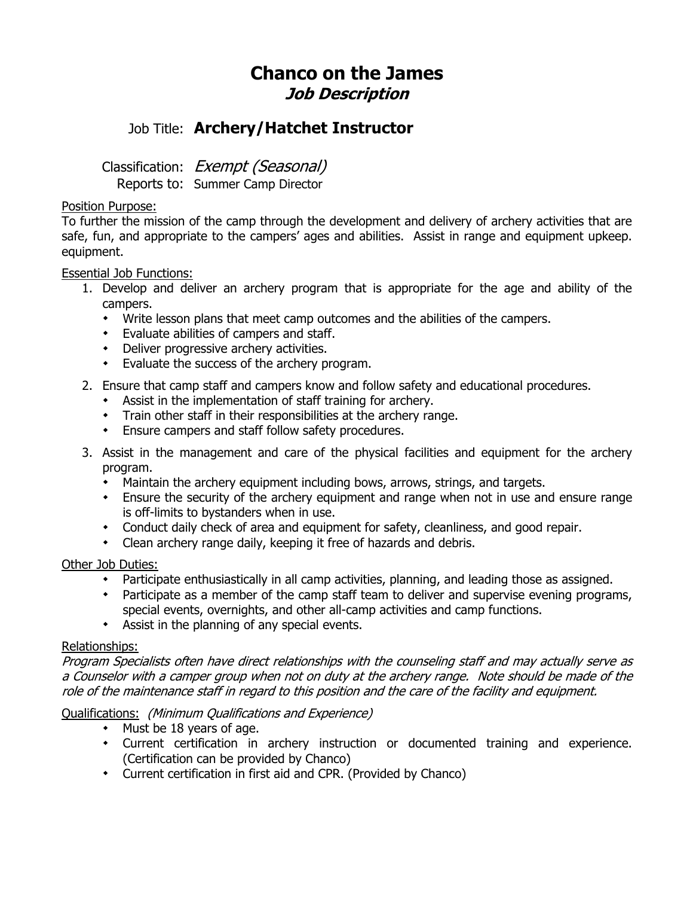# Chanco on the James

## *Job Description*

Job Title: **Archery/Hatchet Instructor**

Classification: *Exempt (Seasonal)*

Reports to: Summer Camp Director

Position Purpose:

To further the mission of the camp through the development and delivery of archery activities that are safe, fun, and appropriate to the campers' ages and abilities. Assist in range and equipment upkeep. equipment.

Essential Job Functions:

1. Develop and deliver an archery program that is appropriate for the age and ability of the campers.
   - Write lesson plans that meet camp outcomes and the abilities of the campers.
   - Evaluate abilities of campers and staff.
   - Deliver progressive archery activities.
   - Evaluate the success of the archery program.
2. Ensure that camp staff and campers know and follow safety and educational procedures.
   - Assist in the implementation of staff training for archery.
   - Train other staff in their responsibilities at the archery range.
   - Ensure campers and staff follow safety procedures.
3. Assist in the management and care of the physical facilities and equipment for the archery program.
   - Maintain the archery equipment including bows, arrows, strings, and targets.
   - Ensure the security of the archery equipment and range when not in use and ensure range is off-limits to bystanders when in use.
   - Conduct daily check of area and equipment for safety, cleanliness, and good repair.
   - Clean archery range daily, keeping it free of hazards and debris.

Other Job Duties:

- Participate enthusiastically in all camp activities, planning, and leading those as assigned.
- Participate as a member of the camp staff team to deliver and supervise evening programs, special events, overnights, and other all-camp activities and camp functions.
- Assist in the planning of any special events.

Relationships:

*Program Specialists often have direct relationships with the counseling staff and may actually serve as a Counselor with a camper group when not on duty at the archery range. Note should be made of the role of the maintenance staff in regard to this position and the care of the facility and equipment.*

Qualifications: *(Minimum Qualifications and Experience)*

- Must be 18 years of age.
- Current certification in archery instruction or documented training and experience. (Certification can be provided by Chanco)
- Current certification in first aid and CPR. (Provided by Chanco)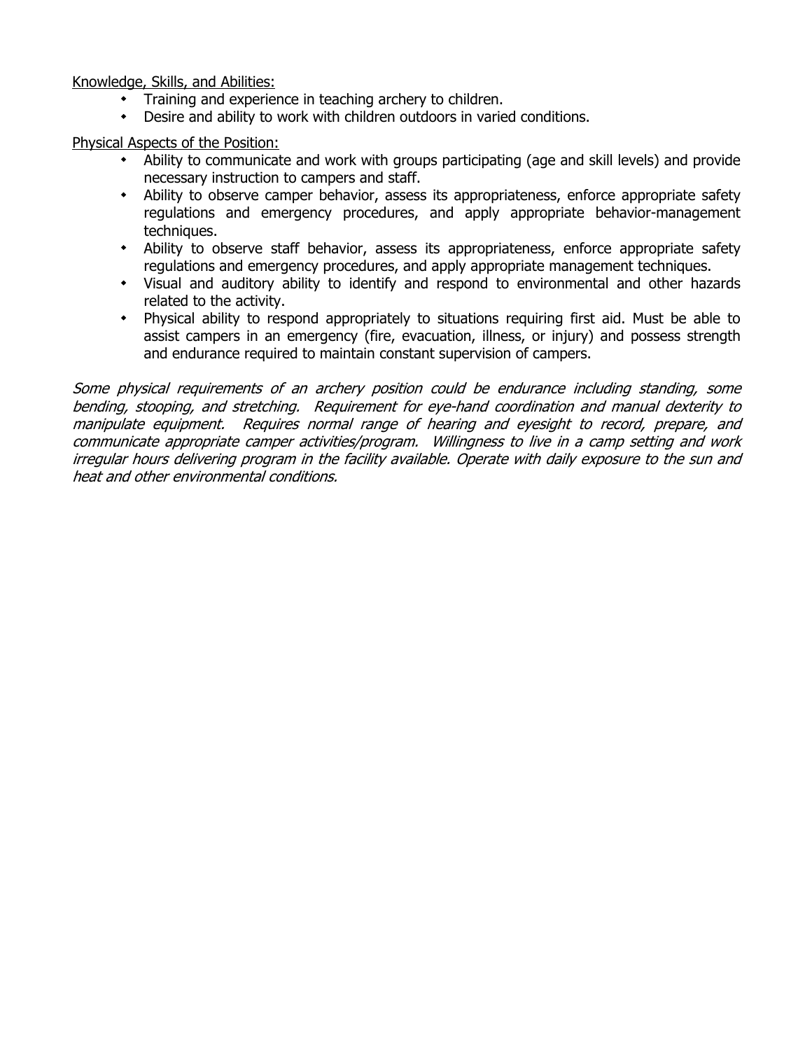Knowledge, Skills, and Abilities:

- Training and experience in teaching archery to children.
- Desire and ability to work with children outdoors in varied conditions.

Physical Aspects of the Position:

- Ability to communicate and work with groups participating (age and skill levels) and provide necessary instruction to campers and staff.
- Ability to observe camper behavior, assess its appropriateness, enforce appropriate safety regulations and emergency procedures, and apply appropriate behavior-management techniques.
- Ability to observe staff behavior, assess its appropriateness, enforce appropriate safety regulations and emergency procedures, and apply appropriate management techniques.
- Visual and auditory ability to identify and respond to environmental and other hazards related to the activity.
- Physical ability to respond appropriately to situations requiring first aid. Must be able to assist campers in an emergency (fire, evacuation, illness, or injury) and possess strength and endurance required to maintain constant supervision of campers.

*Some physical requirements of an archery position could be endurance including standing, some bending, stooping, and stretching. Requirement for eye-hand coordination and manual dexterity to manipulate equipment. Requires normal range of hearing and eyesight to record, prepare, and communicate appropriate camper activities/program. Willingness to live in a camp setting and work irregular hours delivering program in the facility available. Operate with daily exposure to the sun and heat and other environmental conditions.*